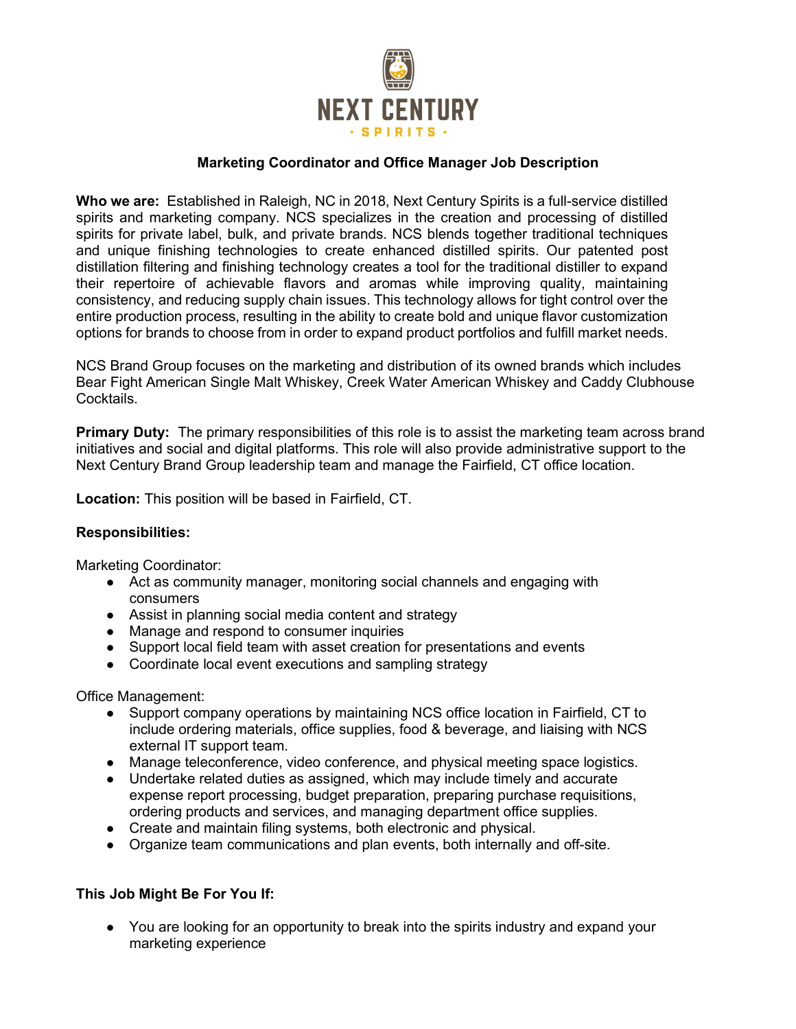NEXT CENTURY

· SPIRITS ·

# Marketing Coordinator and Office Manager Job Description

**Who we are:** Established in Raleigh, NC in 2018, Next Century Spirits is a full-service distilled spirits and marketing company. NCS specializes in the creation and processing of distilled spirits for private label, bulk, and private brands. NCS blends together traditional techniques and unique finishing technologies to create enhanced distilled spirits. Our patented post distillation filtering and finishing technology creates a tool for the traditional distiller to expand their repertoire of achievable flavors and aromas while improving quality, maintaining consistency, and reducing supply chain issues. This technology allows for tight control over the entire production process, resulting in the ability to create bold and unique flavor customization options for brands to choose from in order to expand product portfolios and fulfill market needs.

NCS Brand Group focuses on the marketing and distribution of its owned brands which includes Bear Fight American Single Malt Whiskey, Creek Water American Whiskey and Caddy Clubhouse Cocktails.

**Primary Duty:** The primary responsibilities of this role is to assist the marketing team across brand initiatives and social and digital platforms. This role will also provide administrative support to the Next Century Brand Group leadership team and manage the Fairfield, CT office location.

**Location:** This position will be based in Fairfield, CT.

**Responsibilities:**

Marketing Coordinator:

- Act as community manager, monitoring social channels and engaging with consumers
- Assist in planning social media content and strategy
- Manage and respond to consumer inquiries
- Support local field team with asset creation for presentations and events
- Coordinate local event executions and sampling strategy

Office Management:

- Support company operations by maintaining NCS office location in Fairfield, CT to include ordering materials, office supplies, food & beverage, and liaising with NCS external IT support team.
- Manage teleconference, video conference, and physical meeting space logistics.
- Undertake related duties as assigned, which may include timely and accurate expense report processing, budget preparation, preparing purchase requisitions, ordering products and services, and managing department office supplies.
- Create and maintain filing systems, both electronic and physical.
- Organize team communications and plan events, both internally and off-site.

**This Job Might Be For You If:**

- You are looking for an opportunity to break into the spirits industry and expand your marketing experience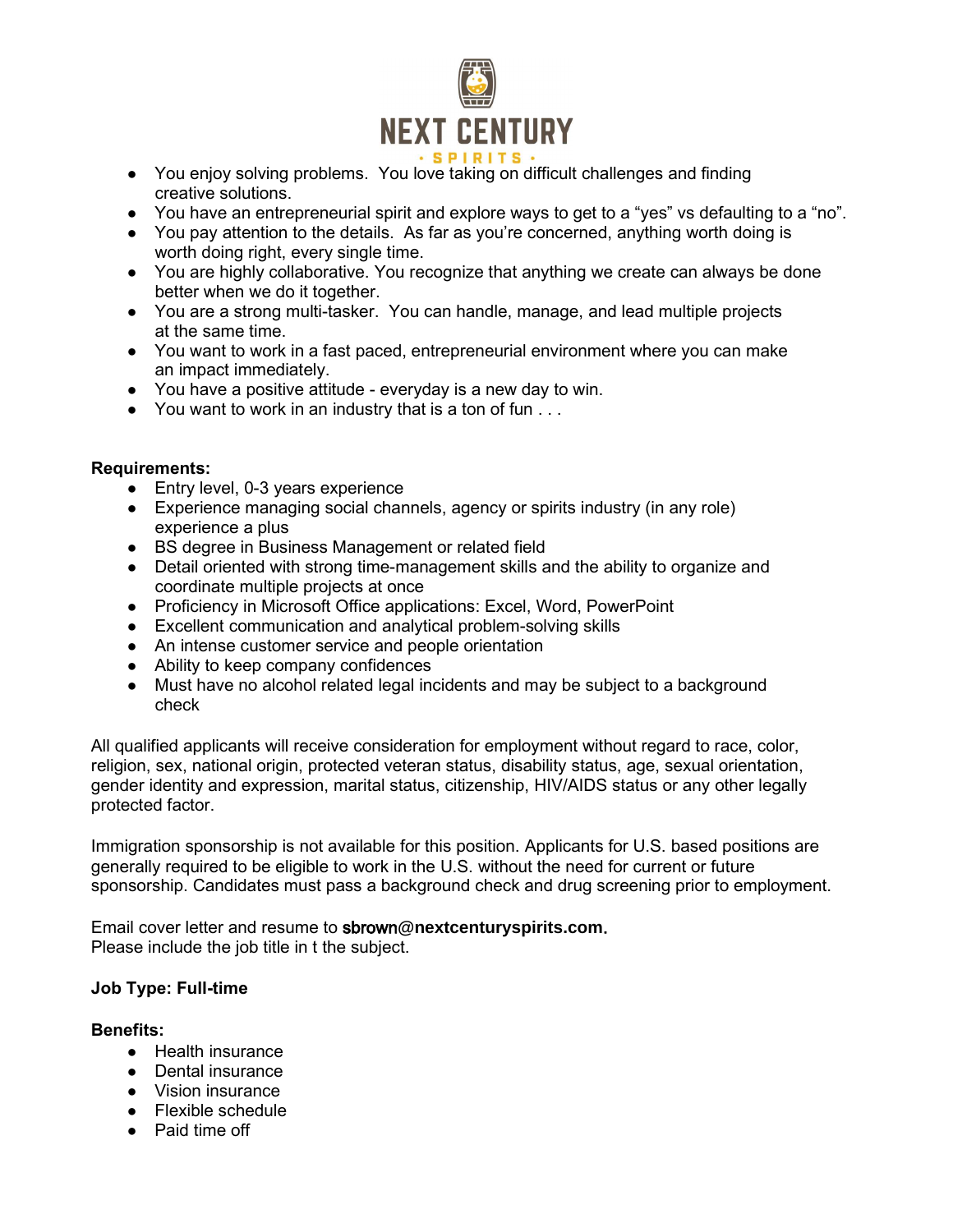- You enjoy solving problems. You love taking on difficult challenges and finding creative solutions.
- You have an entrepreneurial spirit and explore ways to get to a "yes" vs defaulting to a "no".
- You pay attention to the details. As far as you're concerned, anything worth doing is worth doing right, every single time.
- You are highly collaborative. You recognize that anything we create can always be done better when we do it together.
- You are a strong multi-tasker. You can handle, manage, and lead multiple projects at the same time.
- You want to work in a fast paced, entrepreneurial environment where you can make an impact immediately.
- You have a positive attitude - everyday is a new day to win.
- You want to work in an industry that is a ton of fun . . .

**Requirements:**

- Entry level, 0-3 years experience
- Experience managing social channels, agency or spirits industry (in any role) experience a plus
- BS degree in Business Management or related field
- Detail oriented with strong time-management skills and the ability to organize and coordinate multiple projects at once
- Proficiency in Microsoft Office applications: Excel, Word, PowerPoint
- Excellent communication and analytical problem-solving skills
- An intense customer service and people orientation
- Ability to keep company confidences
- Must have no alcohol related legal incidents and may be subject to a background check

All qualified applicants will receive consideration for employment without regard to race, color, religion, sex, national origin, protected veteran status, disability status, age, sexual orientation, gender identity and expression, marital status, citizenship, HIV/AIDS status or any other legally protected factor.

Immigration sponsorship is not available for this position. Applicants for U.S. based positions are generally required to be eligible to work in the U.S. without the need for current or future sponsorship. Candidates must pass a background check and drug screening prior to employment.

Email cover letter and resume to **sbrown@nextcenturyspirits.com**.
Please include the job title in t the subject.

**Job Type: Full-time**

**Benefits:**

- Health insurance
- Dental insurance
- Vision insurance
- Flexible schedule
- Paid time off